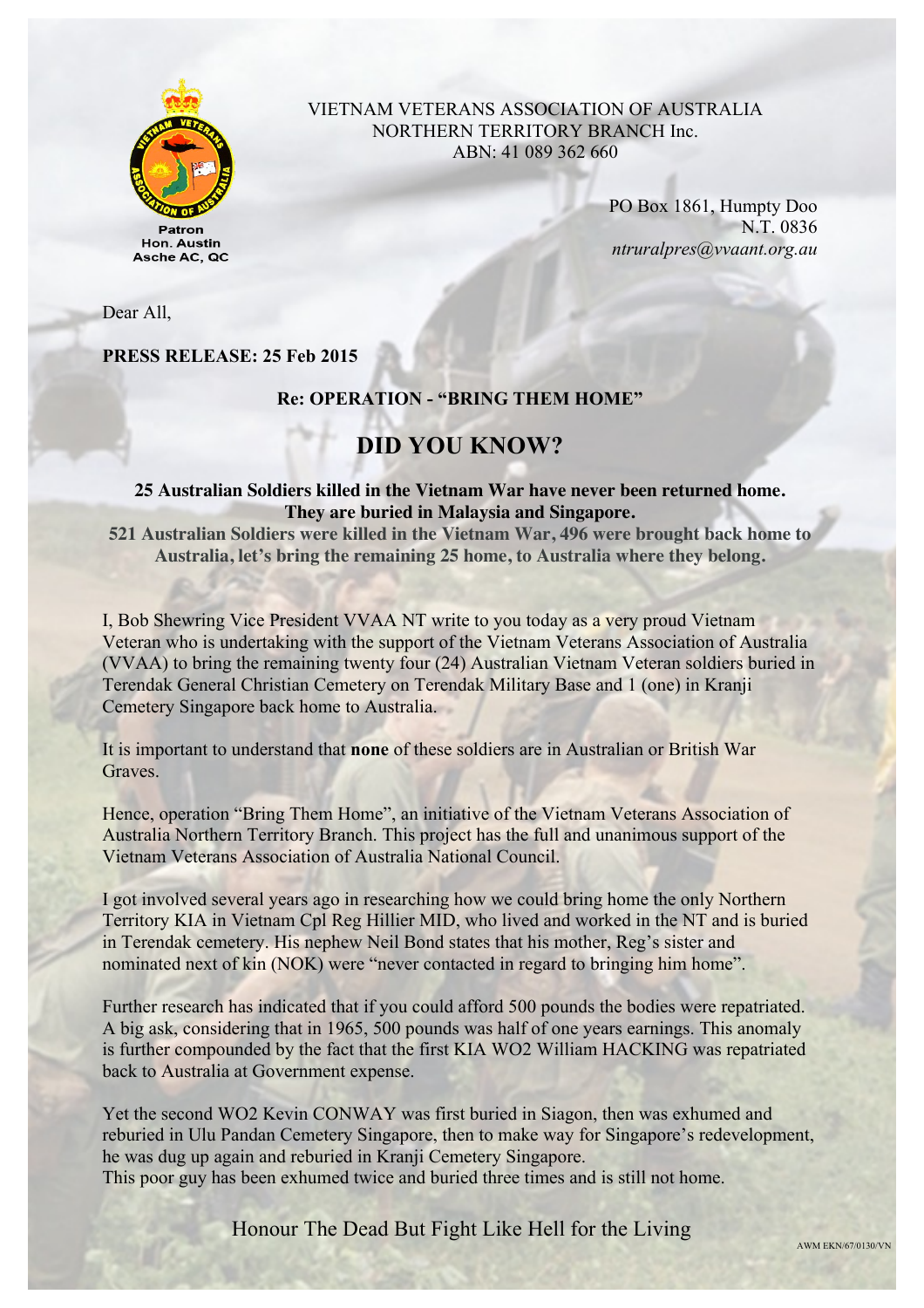Patron
Hon. Austin
Asche AC, QC

VIETNAM VETERANS ASSOCIATION OF AUSTRALIA
NORTHERN TERRITORY BRANCH Inc.
ABN: 41 089 362 660

PO Box 1861, Humpty Doo
N.T. 0836
*ntruralpres@vvaant.org.au*

Dear All,

**PRESS RELEASE: 25 Feb 2015**

**Re: OPERATION - "BRING THEM HOME"**

# DID YOU KNOW?

**25 Australian Soldiers killed in the Vietnam War have never been returned home. They are buried in Malaysia and Singapore.**
**521 Australian Soldiers were killed in the Vietnam War, 496 were brought back home to Australia, let's bring the remaining 25 home, to Australia where they belong.**

I, Bob Shewring Vice President VVAA NT write to you today as a very proud Vietnam Veteran who is undertaking with the support of the Vietnam Veterans Association of Australia (VVAA) to bring the remaining twenty four (24) Australian Vietnam Veteran soldiers buried in Terendak General Christian Cemetery on Terendak Military Base and 1 (one) in Kranji Cemetery Singapore back home to Australia.

It is important to understand that **none** of these soldiers are in Australian or British War Graves.

Hence, operation "Bring Them Home", an initiative of the Vietnam Veterans Association of Australia Northern Territory Branch. This project has the full and unanimous support of the Vietnam Veterans Association of Australia National Council.

I got involved several years ago in researching how we could bring home the only Northern Territory KIA in Vietnam Cpl Reg Hillier MID, who lived and worked in the NT and is buried in Terendak cemetery. His nephew Neil Bond states that his mother, Reg's sister and nominated next of kin (NOK) were "never contacted in regard to bringing him home".

Further research has indicated that if you could afford 500 pounds the bodies were repatriated. A big ask, considering that in 1965, 500 pounds was half of one years earnings. This anomaly is further compounded by the fact that the first KIA WO2 William HACKING was repatriated back to Australia at Government expense.

Yet the second WO2 Kevin CONWAY was first buried in Siagon, then was exhumed and reburied in Ulu Pandan Cemetery Singapore, then to make way for Singapore's redevelopment, he was dug up again and reburied in Kranji Cemetery Singapore.
This poor guy has been exhumed twice and buried three times and is still not home.

Honour The Dead But Fight Like Hell for the Living

AWM EKN/67/0130/VN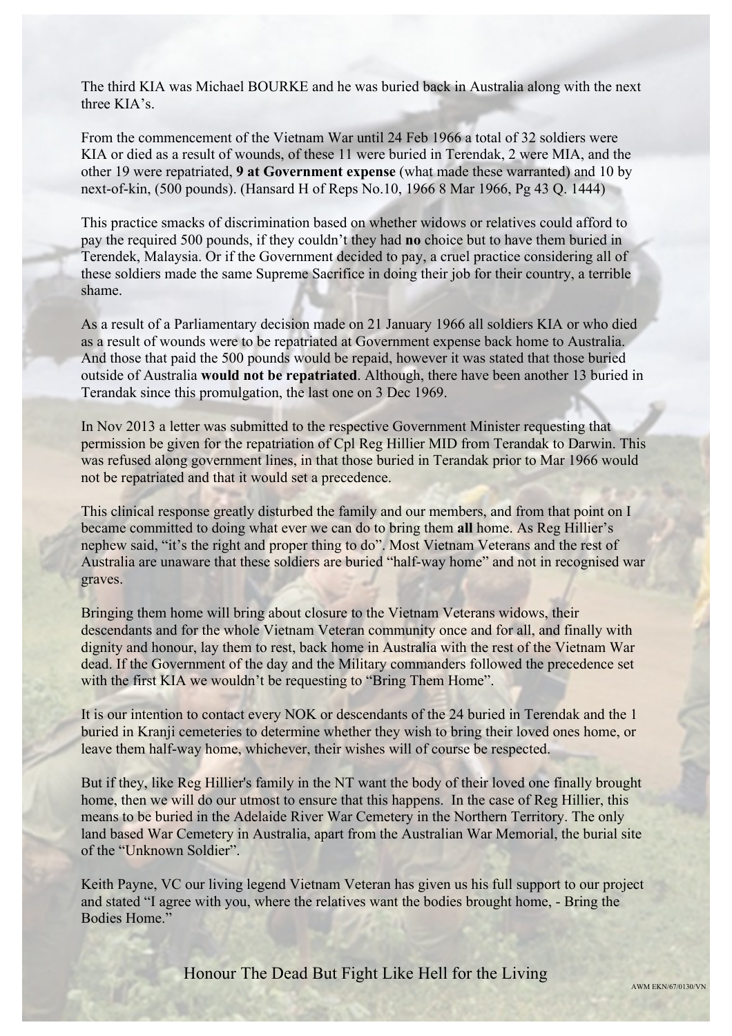The third KIA was Michael BOURKE and he was buried back in Australia along with the next three KIA's.

From the commencement of the Vietnam War until 24 Feb 1966 a total of 32 soldiers were KIA or died as a result of wounds, of these 11 were buried in Terendak, 2 were MIA, and the other 19 were repatriated, **9 at Government expense** (what made these warranted) and 10 by next-of-kin, (500 pounds). (Hansard H of Reps No.10, 1966 8 Mar 1966, Pg 43 Q. 1444)

This practice smacks of discrimination based on whether widows or relatives could afford to pay the required 500 pounds, if they couldn't they had **no** choice but to have them buried in Terendek, Malaysia. Or if the Government decided to pay, a cruel practice considering all of these soldiers made the same Supreme Sacrifice in doing their job for their country, a terrible shame.

As a result of a Parliamentary decision made on 21 January 1966 all soldiers KIA or who died as a result of wounds were to be repatriated at Government expense back home to Australia. And those that paid the 500 pounds would be repaid, however it was stated that those buried outside of Australia **would not be repatriated**. Although, there have been another 13 buried in Terandak since this promulgation, the last one on 3 Dec 1969.

In Nov 2013 a letter was submitted to the respective Government Minister requesting that permission be given for the repatriation of Cpl Reg Hillier MID from Terandak to Darwin. This was refused along government lines, in that those buried in Terandak prior to Mar 1966 would not be repatriated and that it would set a precedence.

This clinical response greatly disturbed the family and our members, and from that point on I became committed to doing what ever we can do to bring them **all** home. As Reg Hillier's nephew said, "it's the right and proper thing to do". Most Vietnam Veterans and the rest of Australia are unaware that these soldiers are buried "half-way home" and not in recognised war graves.

Bringing them home will bring about closure to the Vietnam Veterans widows, their descendants and for the whole Vietnam Veteran community once and for all, and finally with dignity and honour, lay them to rest, back home in Australia with the rest of the Vietnam War dead. If the Government of the day and the Military commanders followed the precedence set with the first KIA we wouldn't be requesting to "Bring Them Home".

It is our intention to contact every NOK or descendants of the 24 buried in Terendak and the 1 buried in Kranji cemeteries to determine whether they wish to bring their loved ones home, or leave them half-way home, whichever, their wishes will of course be respected.

But if they, like Reg Hillier's family in the NT want the body of their loved one finally brought home, then we will do our utmost to ensure that this happens. In the case of Reg Hillier, this means to be buried in the Adelaide River War Cemetery in the Northern Territory. The only land based War Cemetery in Australia, apart from the Australian War Memorial, the burial site of the "Unknown Soldier".

Keith Payne, VC our living legend Vietnam Veteran has given us his full support to our project and stated "I agree with you, where the relatives want the bodies brought home, - Bring the Bodies Home."

Honour The Dead But Fight Like Hell for the Living

AWM EKN/67/0130/VN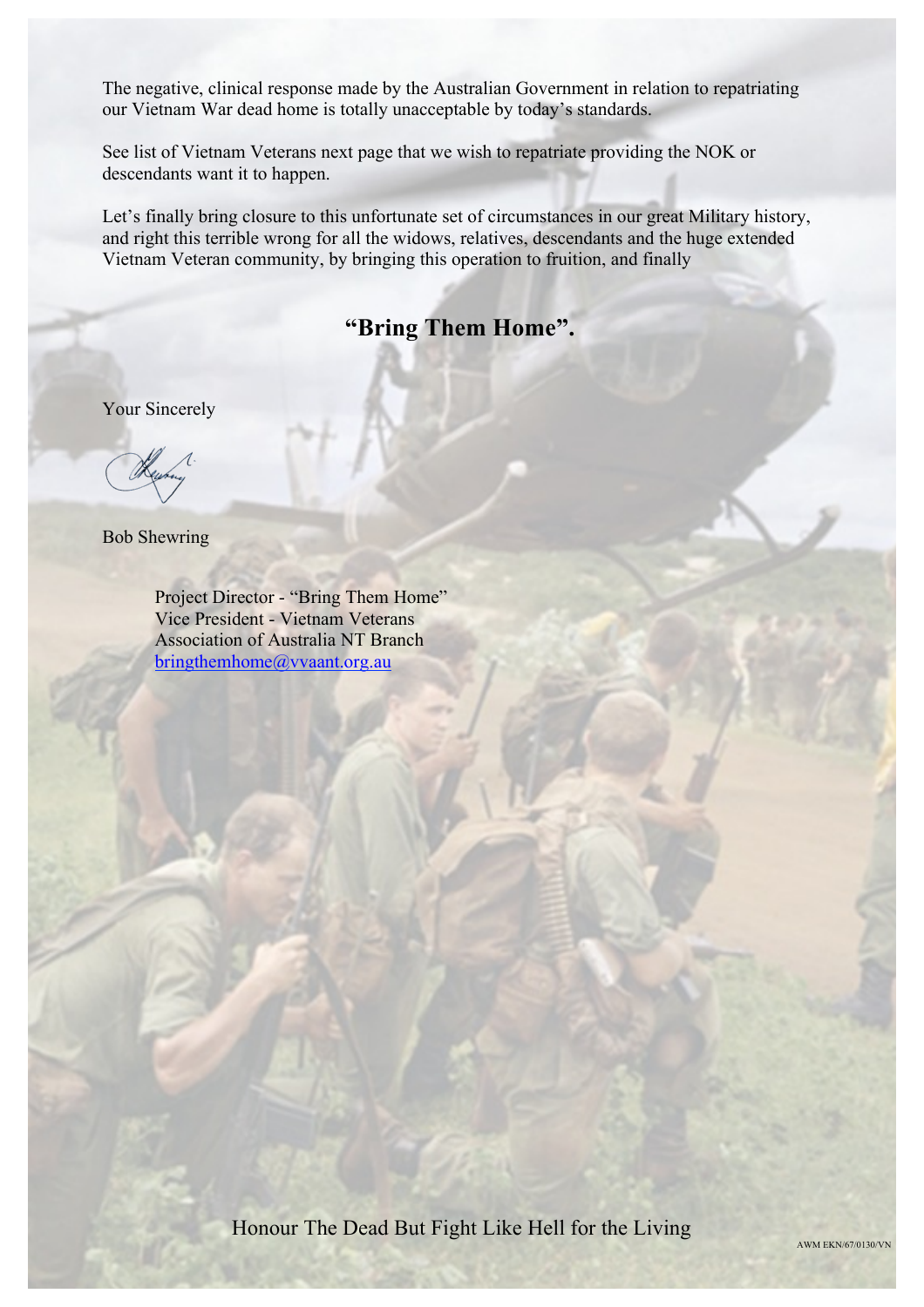The negative, clinical response made by the Australian Government in relation to repatriating our Vietnam War dead home is totally unacceptable by today's standards.

See list of Vietnam Veterans next page that we wish to repatriate providing the NOK or descendants want it to happen.

Let's finally bring closure to this unfortunate set of circumstances in our great Military history, and right this terrible wrong for all the widows, relatives, descendants and the huge extended Vietnam Veteran community, by bringing this operation to fruition, and finally

**"Bring Them Home".**

Your Sincerely

Bob Shewring

Project Director - "Bring Them Home"
Vice President - Vietnam Veterans
Association of Australia NT Branch
bringthemhome@vvaant.org.au

Honour The Dead But Fight Like Hell for the Living

AWM EKN/67/0130/VN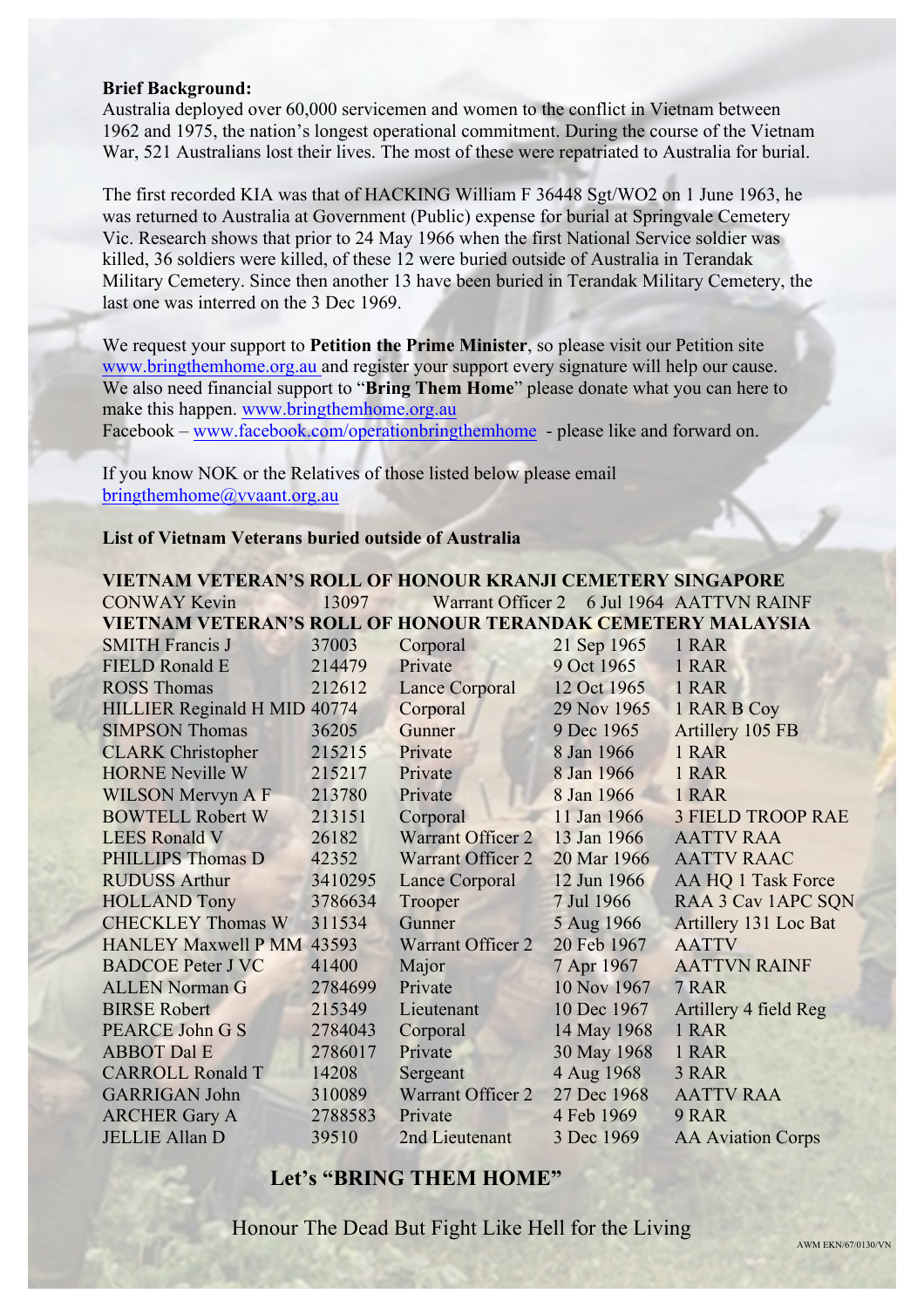**Brief Background:**
Australia deployed over 60,000 servicemen and women to the conflict in Vietnam between 1962 and 1975, the nation's longest operational commitment. During the course of the Vietnam War, 521 Australians lost their lives. The most of these were repatriated to Australia for burial.

The first recorded KIA was that of HACKING William F 36448 Sgt/WO2 on 1 June 1963, he was returned to Australia at Government (Public) expense for burial at Springvale Cemetery Vic. Research shows that prior to 24 May 1966 when the first National Service soldier was killed, 36 soldiers were killed, of these 12 were buried outside of Australia in Terandak Military Cemetery. Since then another 13 have been buried in Terandak Military Cemetery, the last one was interred on the 3 Dec 1969.

We request your support to **Petition the Prime Minister**, so please visit our Petition site www.bringthemhome.org.au and register your support every signature will help our cause. We also need financial support to "**Bring Them Home**" please donate what you can here to make this happen. www.bringthemhome.org.au
Facebook – www.facebook.com/operationbringthemhome - please like and forward on.

If you know NOK or the Relatives of those listed below please email bringthemhome@vvaant.org.au

**List of Vietnam Veterans buried outside of Australia**

| | | | | |
|---|---|---|---|---|
| **VIETNAM VETERAN'S ROLL OF HONOUR KRANJI CEMETERY SINGAPORE** | | | | |
| CONWAY Kevin | 13097 | Warrant Officer 2 | 6 Jul 1964 | AATTVN RAINF |
| **VIETNAM VETERAN'S ROLL OF HONOUR TERANDAK CEMETERY MALAYSIA** | | | | |
| SMITH Francis J | 37003 | Corporal | 21 Sep 1965 | 1 RAR |
| FIELD Ronald E | 214479 | Private | 9 Oct 1965 | 1 RAR |
| ROSS Thomas | 212612 | Lance Corporal | 12 Oct 1965 | 1 RAR |
| HILLIER Reginald H MID | 40774 | Corporal | 29 Nov 1965 | 1 RAR B Coy |
| SIMPSON Thomas | 36205 | Gunner | 9 Dec 1965 | Artillery 105 FB |
| CLARK Christopher | 215215 | Private | 8 Jan 1966 | 1 RAR |
| HORNE Neville W | 215217 | Private | 8 Jan 1966 | 1 RAR |
| WILSON Mervyn A F | 213780 | Private | 8 Jan 1966 | 1 RAR |
| BOWTELL Robert W | 213151 | Corporal | 11 Jan 1966 | 3 FIELD TROOP RAE |
| LEES Ronald V | 26182 | Warrant Officer 2 | 13 Jan 1966 | AATTV RAA |
| PHILLIPS Thomas D | 42352 | Warrant Officer 2 | 20 Mar 1966 | AATTV RAAC |
| RUDUSS Arthur | 3410295 | Lance Corporal | 12 Jun 1966 | AA HQ 1 Task Force |
| HOLLAND Tony | 3786634 | Trooper | 7 Jul 1966 | RAA 3 Cav 1APC SQN |
| CHECKLEY Thomas W | 311534 | Gunner | 5 Aug 1966 | Artillery 131 Loc Bat |
| HANLEY Maxwell P MM | 43593 | Warrant Officer 2 | 20 Feb 1967 | AATTV |
| BADCOE Peter J VC | 41400 | Major | 7 Apr 1967 | AATTVN RAINF |
| ALLEN Norman G | 2784699 | Private | 10 Nov 1967 | 7 RAR |
| BIRSE Robert | 215349 | Lieutenant | 10 Dec 1967 | Artillery 4 field Reg |
| PEARCE John G S | 2784043 | Corporal | 14 May 1968 | 1 RAR |
| ABBOT Dal E | 2786017 | Private | 30 May 1968 | 1 RAR |
| CARROLL Ronald T | 14208 | Sergeant | 4 Aug 1968 | 3 RAR |
| GARRIGAN John | 310089 | Warrant Officer 2 | 27 Dec 1968 | AATTV RAA |
| ARCHER Gary A | 2788583 | Private | 4 Feb 1969 | 9 RAR |
| JELLIE Allan D | 39510 | 2nd Lieutenant | 3 Dec 1969 | AA Aviation Corps |

## Let's "BRING THEM HOME"

Honour The Dead But Fight Like Hell for the Living

AWM EKN/67/0130/VN